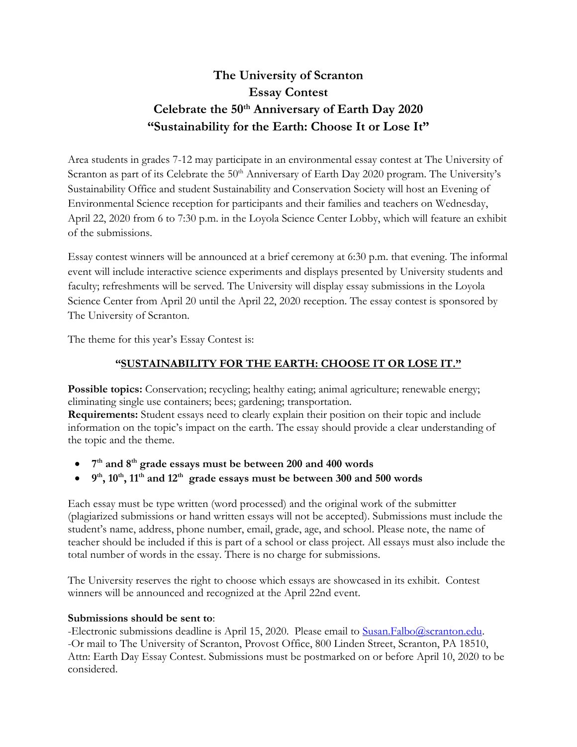# The University of Scranton
# Essay Contest
# Celebrate the 50th Anniversary of Earth Day 2020
# "Sustainability for the Earth: Choose It or Lose It"

Area students in grades 7-12 may participate in an environmental essay contest at The University of Scranton as part of its Celebrate the 50th Anniversary of Earth Day 2020 program. The University's Sustainability Office and student Sustainability and Conservation Society will host an Evening of Environmental Science reception for participants and their families and teachers on Wednesday, April 22, 2020 from 6 to 7:30 p.m. in the Loyola Science Center Lobby, which will feature an exhibit of the submissions.

Essay contest winners will be announced at a brief ceremony at 6:30 p.m. that evening. The informal event will include interactive science experiments and displays presented by University students and faculty; refreshments will be served. The University will display essay submissions in the Loyola Science Center from April 20 until the April 22, 2020 reception. The essay contest is sponsored by The University of Scranton.

The theme for this year's Essay Contest is:

**"SUSTAINABILITY FOR THE EARTH: CHOOSE IT OR LOSE IT."**

**Possible topics:** Conservation; recycling; healthy eating; animal agriculture; renewable energy; eliminating single use containers; bees; gardening; transportation.
**Requirements:** Student essays need to clearly explain their position on their topic and include information on the topic's impact on the earth. The essay should provide a clear understanding of the topic and the theme.

- **7th and 8th grade essays must be between 200 and 400 words**
- **9th, 10th, 11th and 12th grade essays must be between 300 and 500 words**

Each essay must be type written (word processed) and the original work of the submitter (plagiarized submissions or hand written essays will not be accepted). Submissions must include the student's name, address, phone number, email, grade, age, and school. Please note, the name of teacher should be included if this is part of a school or class project. All essays must also include the total number of words in the essay. There is no charge for submissions.

The University reserves the right to choose which essays are showcased in its exhibit. Contest winners will be announced and recognized at the April 22nd event.

**Submissions should be sent to**:
-Electronic submissions deadline is April 15, 2020. Please email to Susan.Falbo@scranton.edu.
-Or mail to The University of Scranton, Provost Office, 800 Linden Street, Scranton, PA 18510, Attn: Earth Day Essay Contest. Submissions must be postmarked on or before April 10, 2020 to be considered.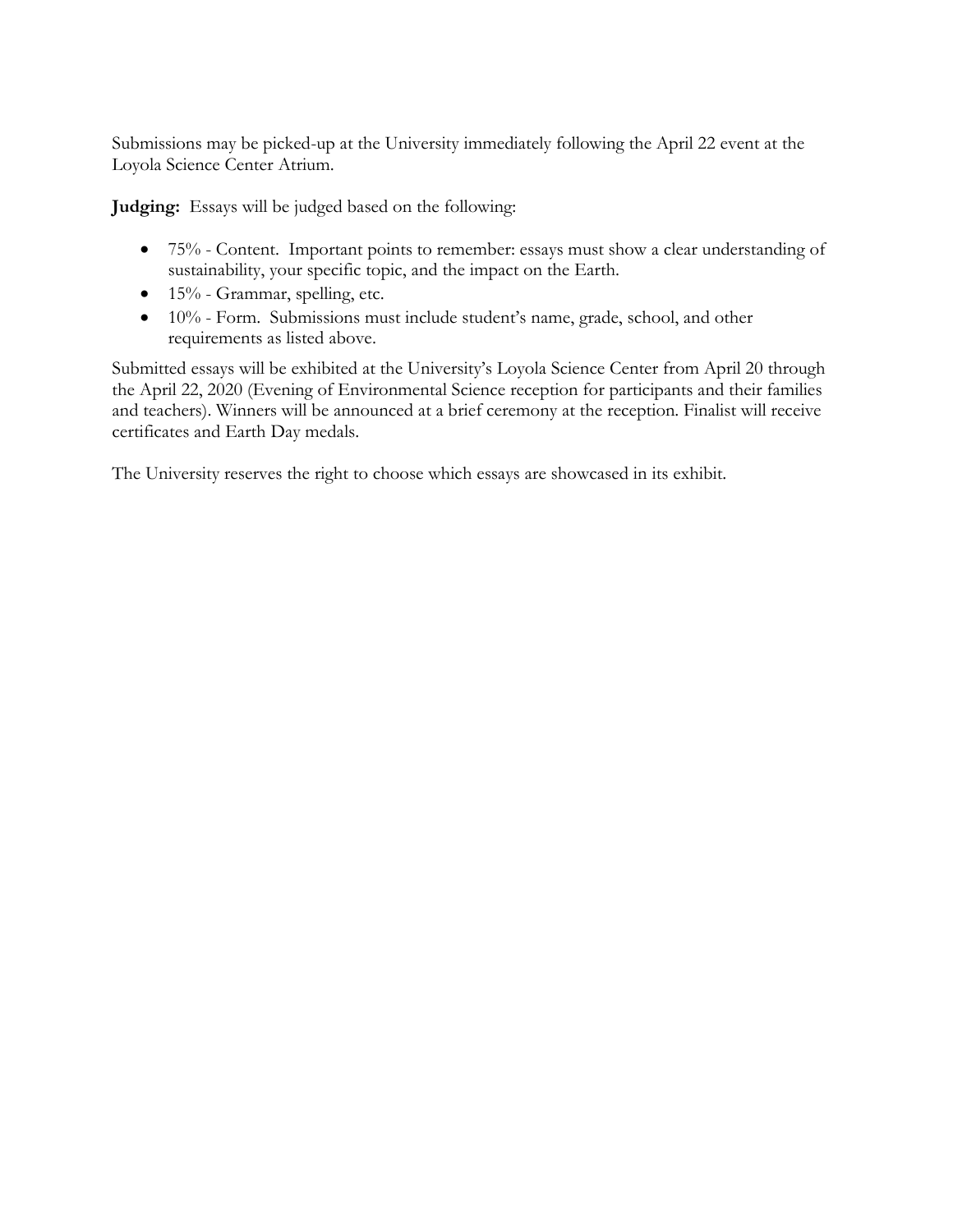Submissions may be picked-up at the University immediately following the April 22 event at the Loyola Science Center Atrium.

**Judging:** Essays will be judged based on the following:

- 75% - Content. Important points to remember: essays must show a clear understanding of sustainability, your specific topic, and the impact on the Earth.
- 15% - Grammar, spelling, etc.
- 10% - Form. Submissions must include student's name, grade, school, and other requirements as listed above.

Submitted essays will be exhibited at the University's Loyola Science Center from April 20 through the April 22, 2020 (Evening of Environmental Science reception for participants and their families and teachers). Winners will be announced at a brief ceremony at the reception. Finalist will receive certificates and Earth Day medals.

The University reserves the right to choose which essays are showcased in its exhibit.